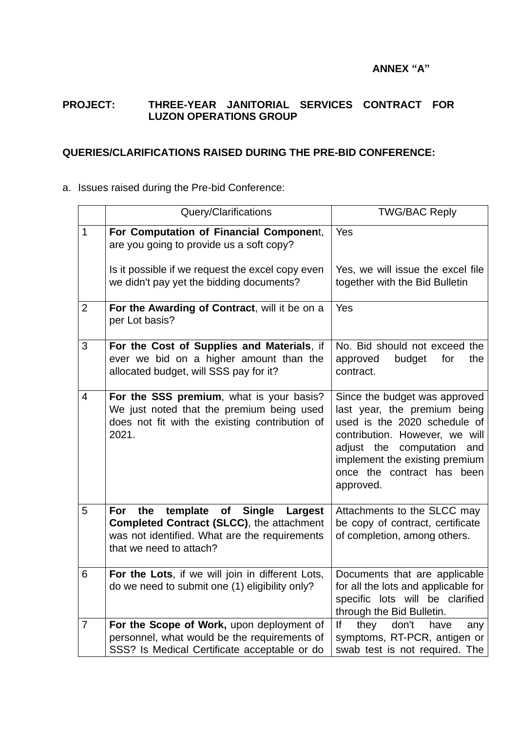**ANNEX "A"**

**PROJECT: THREE-YEAR JANITORIAL SERVICES CONTRACT FOR LUZON OPERATIONS GROUP**

**QUERIES/CLARIFICATIONS RAISED DURING THE PRE-BID CONFERENCE:**

a. Issues raised during the Pre-bid Conference:

| | Query/Clarifications | TWG/BAC Reply |
|---|---|---|
| 1 | **For Computation of Financial Component**, are you going to provide us a soft copy?<br><br>Is it possible if we request the excel copy even we didn't pay yet the bidding documents? | Yes<br><br>Yes, we will issue the excel file together with the Bid Bulletin |
| 2 | **For the Awarding of Contract**, will it be on a per Lot basis? | Yes |
| 3 | **For the Cost of Supplies and Materials**, if ever we bid on a higher amount than the allocated budget, will SSS pay for it? | No. Bid should not exceed the approved budget for the contract. |
| 4 | **For the SSS premium**, what is your basis? We just noted that the premium being used does not fit with the existing contribution of 2021. | Since the budget was approved last year, the premium being used is the 2020 schedule of contribution. However, we will adjust the computation and implement the existing premium once the contract has been approved. |
| 5 | **For the template of Single Largest Completed Contract (SLCC)**, the attachment was not identified. What are the requirements that we need to attach? | Attachments to the SLCC may be copy of contract, certificate of completion, among others. |
| 6 | **For the Lots**, if we will join in different Lots, do we need to submit one (1) eligibility only? | Documents that are applicable for all the lots and applicable for specific lots will be clarified through the Bid Bulletin. |
| 7 | **For the Scope of Work,** upon deployment of personnel, what would be the requirements of SSS? Is Medical Certificate acceptable or do | If they don't have any symptoms, RT-PCR, antigen or swab test is not required. The |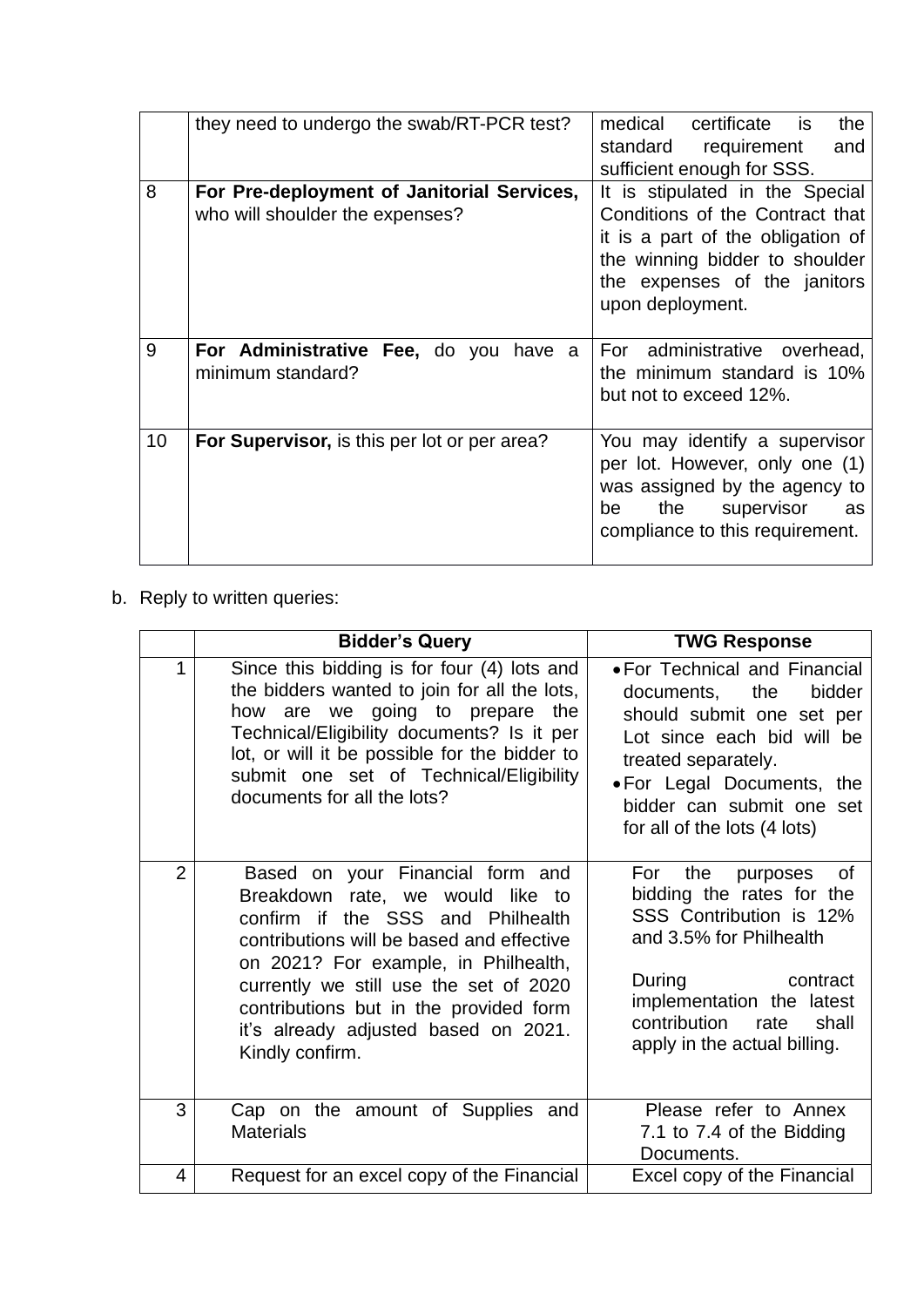|  |  |  |
|---|---|---|
|  | they need to undergo the swab/RT-PCR test? | medical certificate is the standard requirement and sufficient enough for SSS. |
| 8 | **For Pre-deployment of Janitorial Services,** who will shoulder the expenses? | It is stipulated in the Special Conditions of the Contract that it is a part of the obligation of the winning bidder to shoulder the expenses of the janitors upon deployment. |
| 9 | **For Administrative Fee,** do you have a minimum standard? | For administrative overhead, the minimum standard is 10% but not to exceed 12%. |
| 10 | **For Supervisor,** is this per lot or per area? | You may identify a supervisor per lot. However, only one (1) was assigned by the agency to be the supervisor as compliance to this requirement. |

b. Reply to written queries:

|  | **Bidder's Query** | **TWG Response** |
|---|---|---|
| 1 | Since this bidding is for four (4) lots and the bidders wanted to join for all the lots, how are we going to prepare the Technical/Eligibility documents? Is it per lot, or will it be possible for the bidder to submit one set of Technical/Eligibility documents for all the lots? | • For Technical and Financial documents, the bidder should submit one set per Lot since each bid will be treated separately.<br>• For Legal Documents, the bidder can submit one set for all of the lots (4 lots) |
| 2 | Based on your Financial form and Breakdown rate, we would like to confirm if the SSS and Philhealth contributions will be based and effective on 2021? For example, in Philhealth, currently we still use the set of 2020 contributions but in the provided form it's already adjusted based on 2021. Kindly confirm. | For the purposes of bidding the rates for the SSS Contribution is 12% and 3.5% for Philhealth<br><br>During contract implementation the latest contribution rate shall apply in the actual billing. |
| 3 | Cap on the amount of Supplies and Materials | Please refer to Annex 7.1 to 7.4 of the Bidding Documents. |
| 4 | Request for an excel copy of the Financial | Excel copy of the Financial |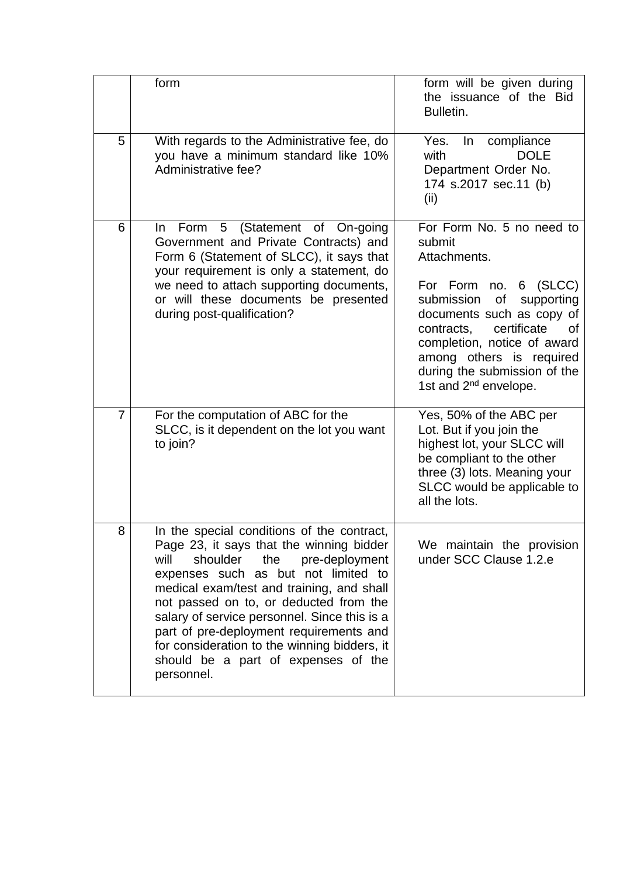| | | |
|---|---|---|
| | form | form will be given during the issuance of the Bid Bulletin. |
| 5 | With regards to the Administrative fee, do you have a minimum standard like 10% Administrative fee? | Yes. In compliance with DOLE Department Order No. 174 s.2017 sec.11 (b) (ii) |
| 6 | In Form 5 (Statement of On-going Government and Private Contracts) and Form 6 (Statement of SLCC), it says that your requirement is only a statement, do we need to attach supporting documents, or will these documents be presented during post-qualification? | For Form No. 5 no need to submit Attachments.<br><br>For Form no. 6 (SLCC) submission of supporting documents such as copy of contracts, certificate of completion, notice of award among others is required during the submission of the 1st and 2nd envelope. |
| 7 | For the computation of ABC for the SLCC, is it dependent on the lot you want to join? | Yes, 50% of the ABC per Lot. But if you join the highest lot, your SLCC will be compliant to the other three (3) lots. Meaning your SLCC would be applicable to all the lots. |
| 8 | In the special conditions of the contract, Page 23, it says that the winning bidder will shoulder the pre-deployment expenses such as but not limited to medical exam/test and training, and shall not passed on to, or deducted from the salary of service personnel. Since this is a part of pre-deployment requirements and for consideration to the winning bidders, it should be a part of expenses of the personnel. | We maintain the provision under SCC Clause 1.2.e |